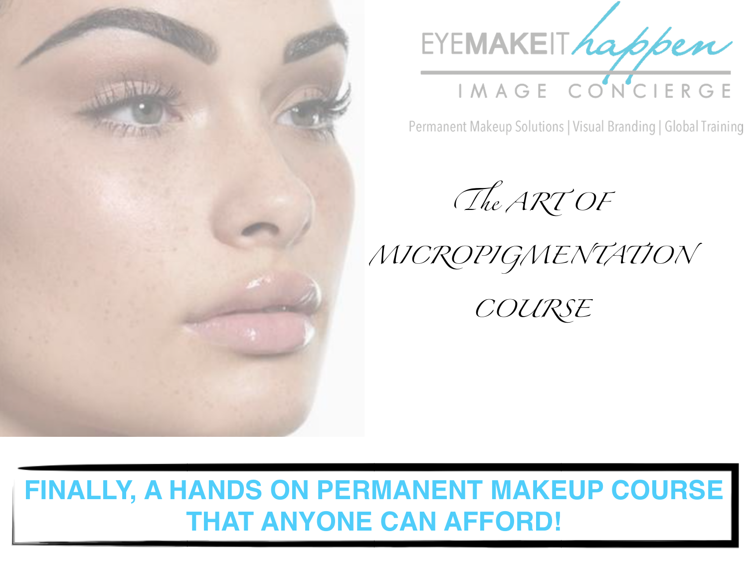EYEMAKEIT *happen*

IMAGE CONCIERGE

Permanent Makeup Solutions | Visual Branding | Global Training

# *The ART OF MICROPIGMENTATION COURSE*

**FINALLY, A HANDS ON PERMANENT MAKEUP COURSE THAT ANYONE CAN AFFORD!**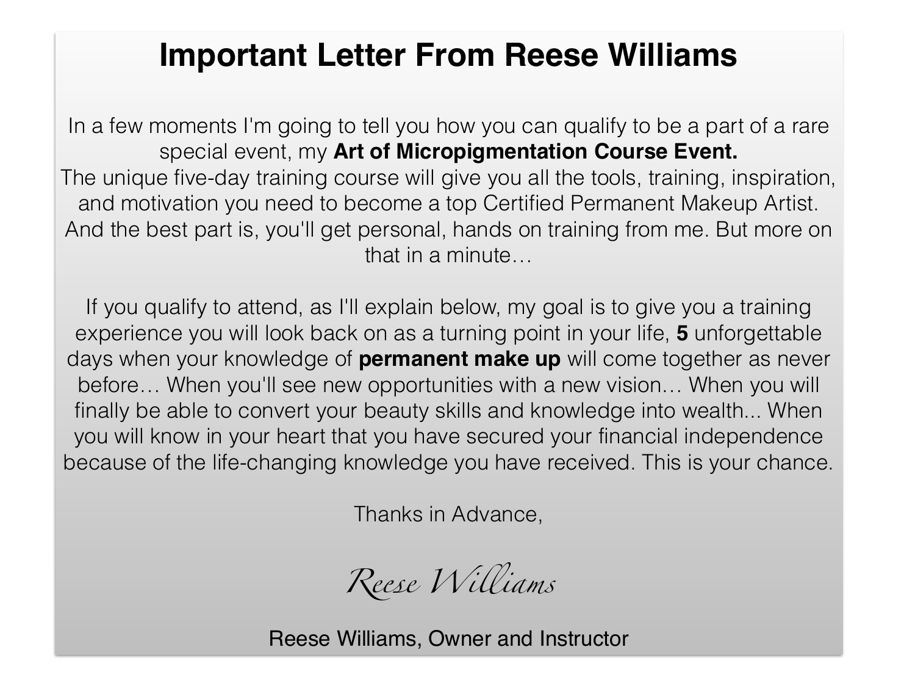# Important Letter From Reese Williams

In a few moments I'm going to tell you how you can qualify to be a part of a rare special event, my **Art of Micropigmentation Course Event.**
The unique five-day training course will give you all the tools, training, inspiration, and motivation you need to become a top Certified Permanent Makeup Artist. And the best part is, you'll get personal, hands on training from me. But more on that in a minute…

If you qualify to attend, as I'll explain below, my goal is to give you a training experience you will look back on as a turning point in your life, **5** unforgettable days when your knowledge of **permanent make up** will come together as never before… When you'll see new opportunities with a new vision… When you will finally be able to convert your beauty skills and knowledge into wealth... When you will know in your heart that you have secured your financial independence because of the life-changing knowledge you have received. This is your chance.

Thanks in Advance,

*Reese Williams*

Reese Williams, Owner and Instructor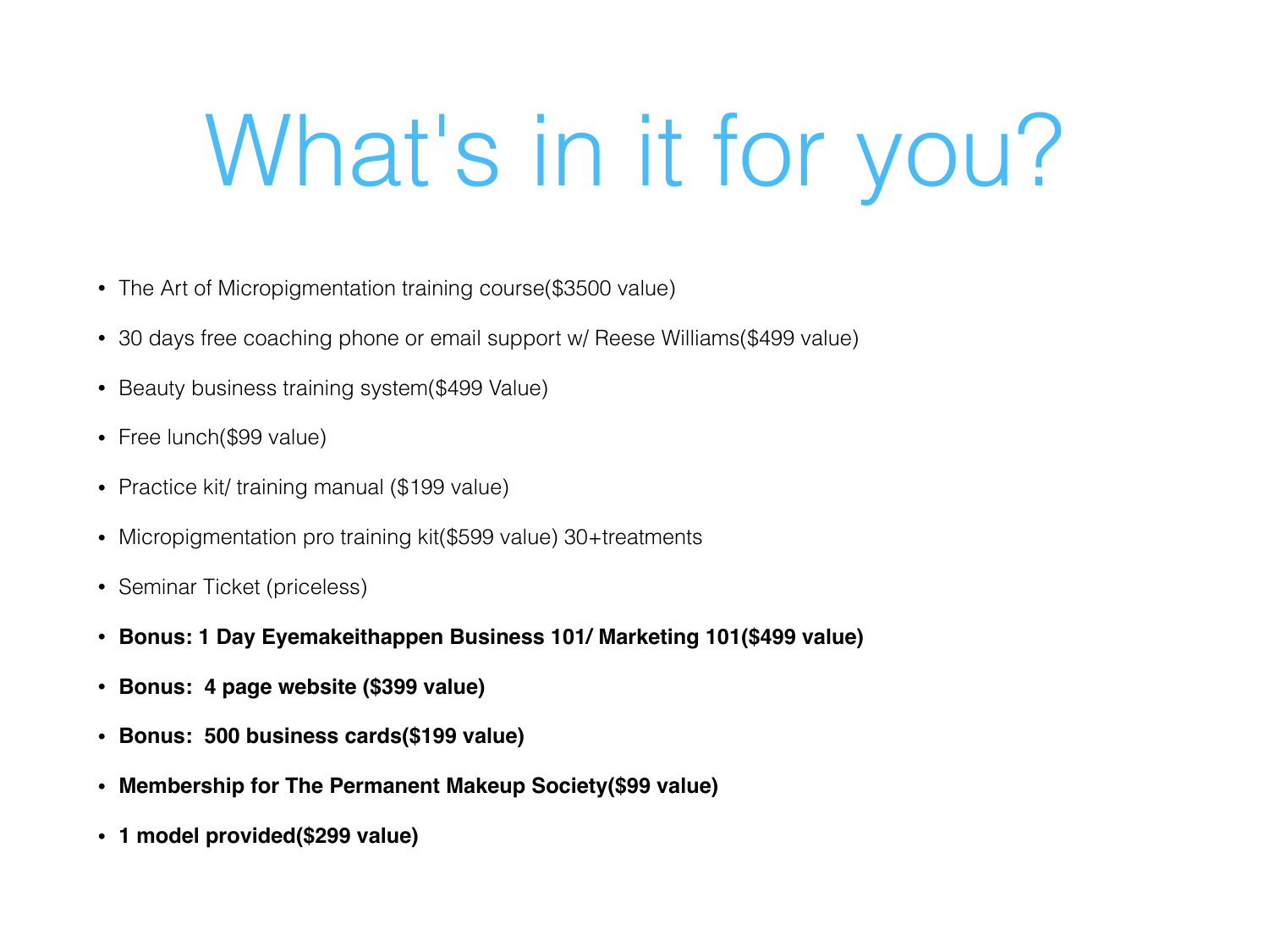# What's in it for you?

- The Art of Micropigmentation training course($3500 value)
- 30 days free coaching phone or email support w/ Reese Williams($499 value)
- Beauty business training system($499 Value)
- Free lunch($99 value)
- Practice kit/ training manual ($199 value)
- Micropigmentation pro training kit($599 value) 30+treatments
- Seminar Ticket (priceless)
- **Bonus: 1 Day Eyemakeithappen Business 101/ Marketing 101($499 value)**
- **Bonus: 4 page website ($399 value)**
- **Bonus: 500 business cards($199 value)**
- **Membership for The Permanent Makeup Society($99 value)**
- **1 model provided($299 value)**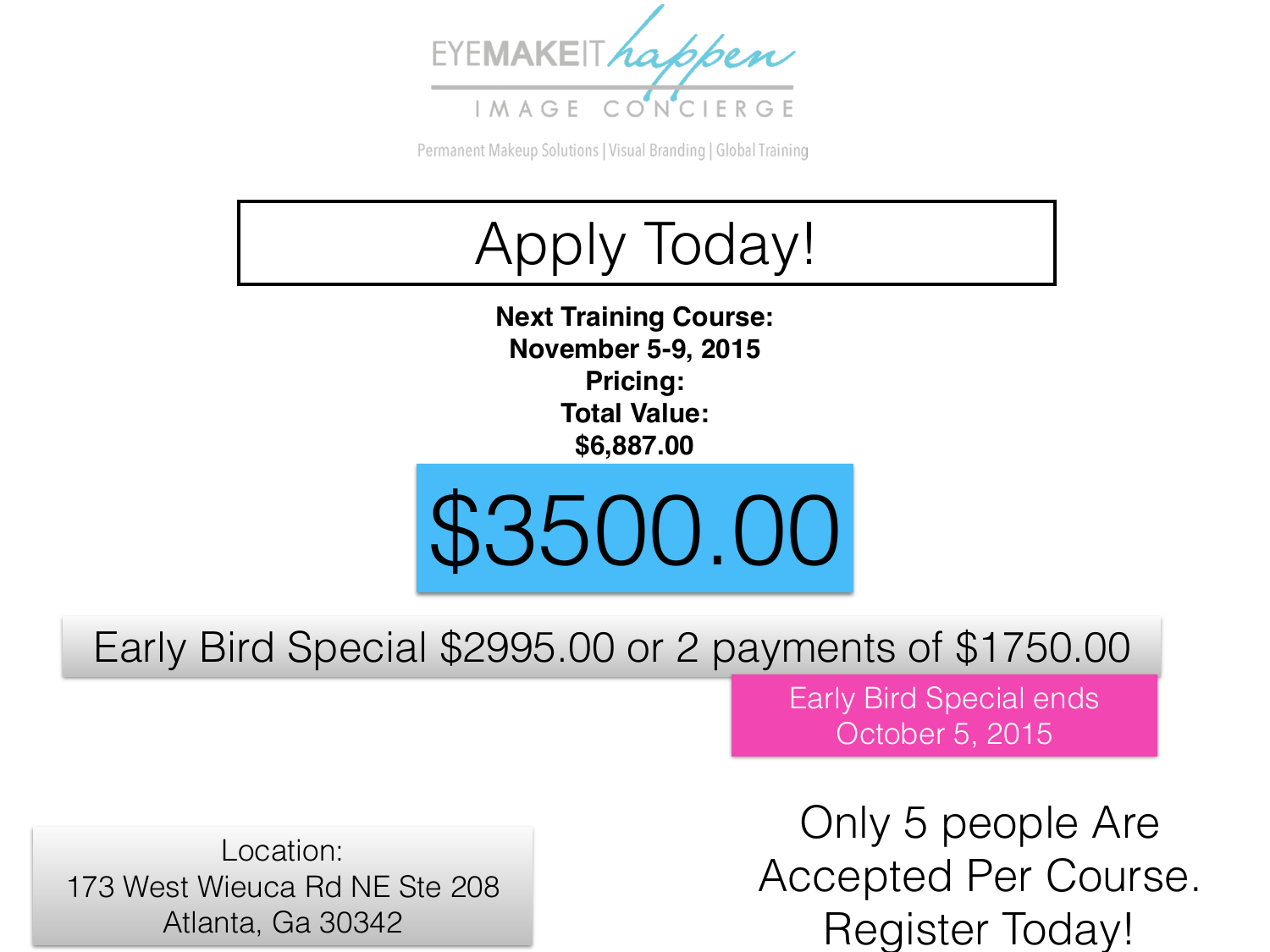EYEMAKEIT happen

IMAGE CONCIERGE

Permanent Makeup Solutions | Visual Branding | Global Training

# Apply Today!

**Next Training Course:**
**November 5-9, 2015**
**Pricing:**
**Total Value:**
**$6,887.00**

## $3500.00

Early Bird Special $2995.00 or 2 payments of $1750.00

Early Bird Special ends October 5, 2015

Location:
173 West Wieuca Rd NE Ste 208
Atlanta, Ga 30342

Only 5 people Are Accepted Per Course. Register Today!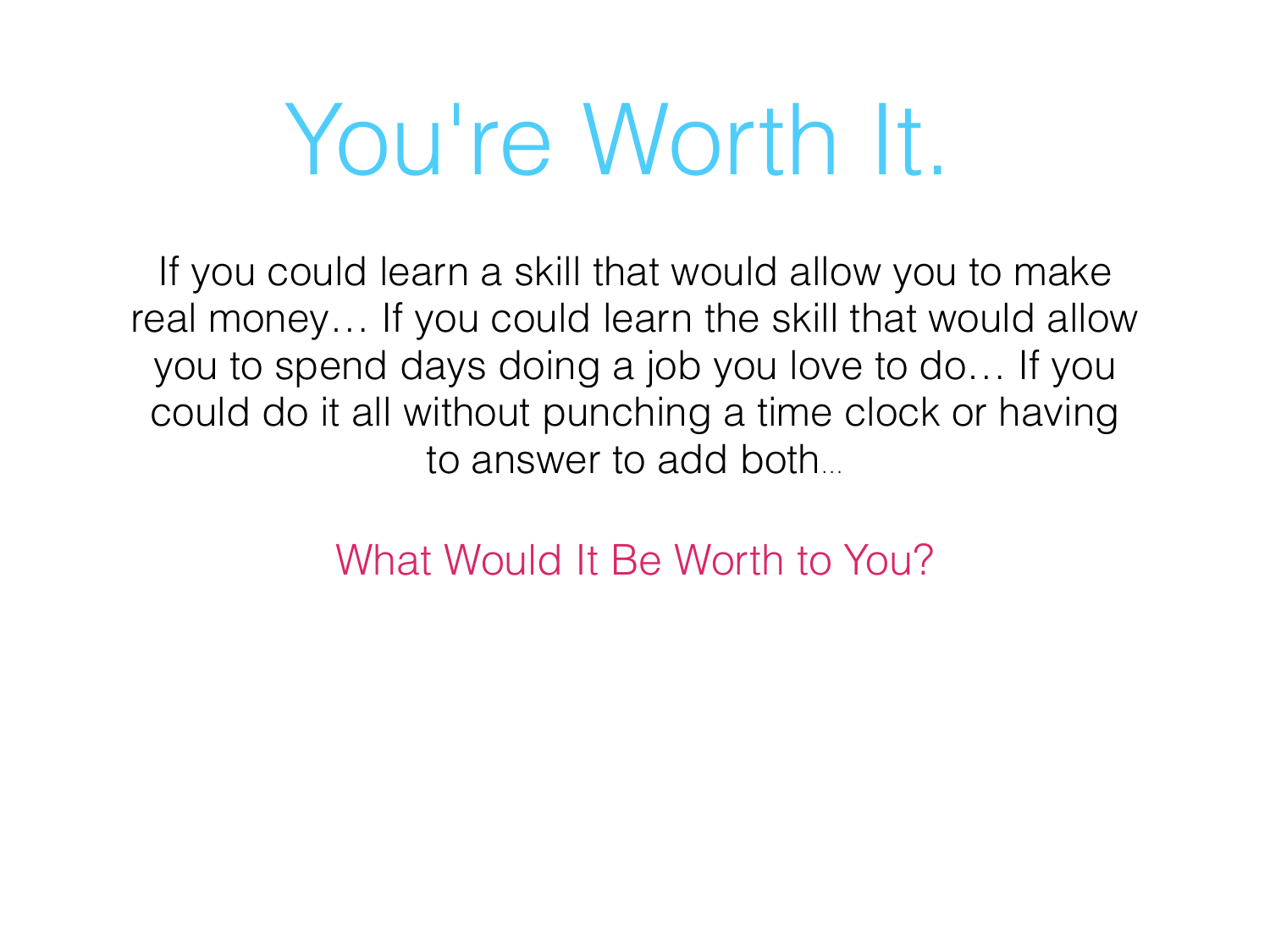# You're Worth It.

If you could learn a skill that would allow you to make real money… If you could learn the skill that would allow you to spend days doing a job you love to do… If you could do it all without punching a time clock or having to answer to add both...

What Would It Be Worth to You?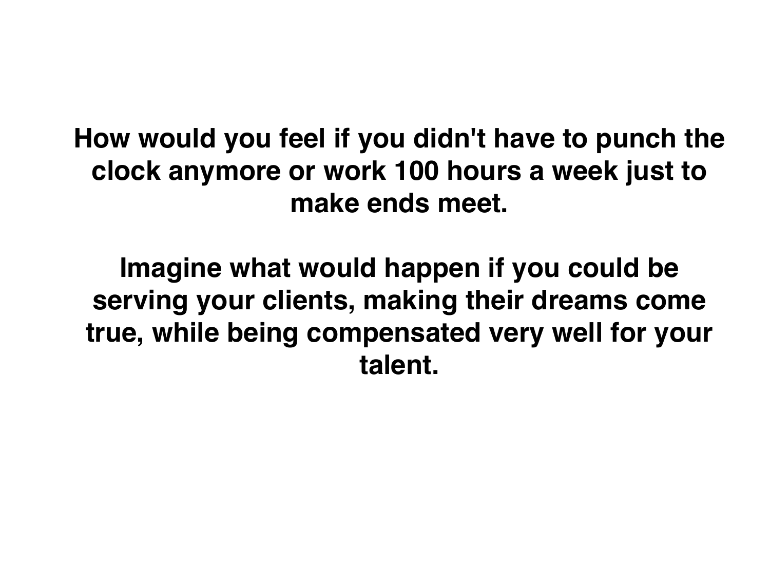**How would you feel if you didn't have to punch the clock anymore or work 100 hours a week just to make ends meet.**

**Imagine what would happen if you could be serving your clients, making their dreams come true, while being compensated very well for your talent.**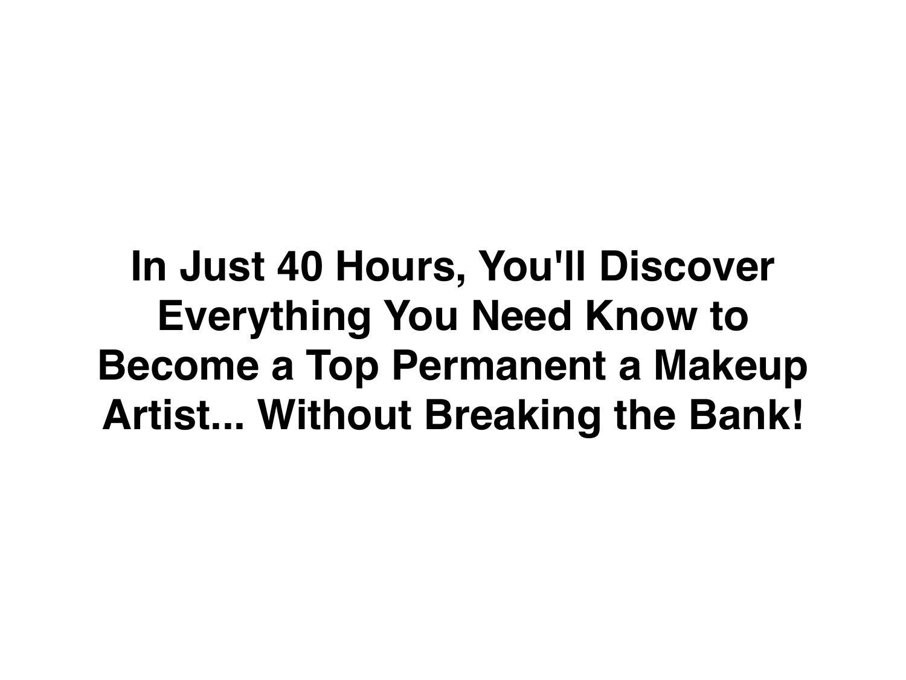**In Just 40 Hours, You'll Discover Everything You Need Know to Become a Top Permanent a Makeup Artist... Without Breaking the Bank!**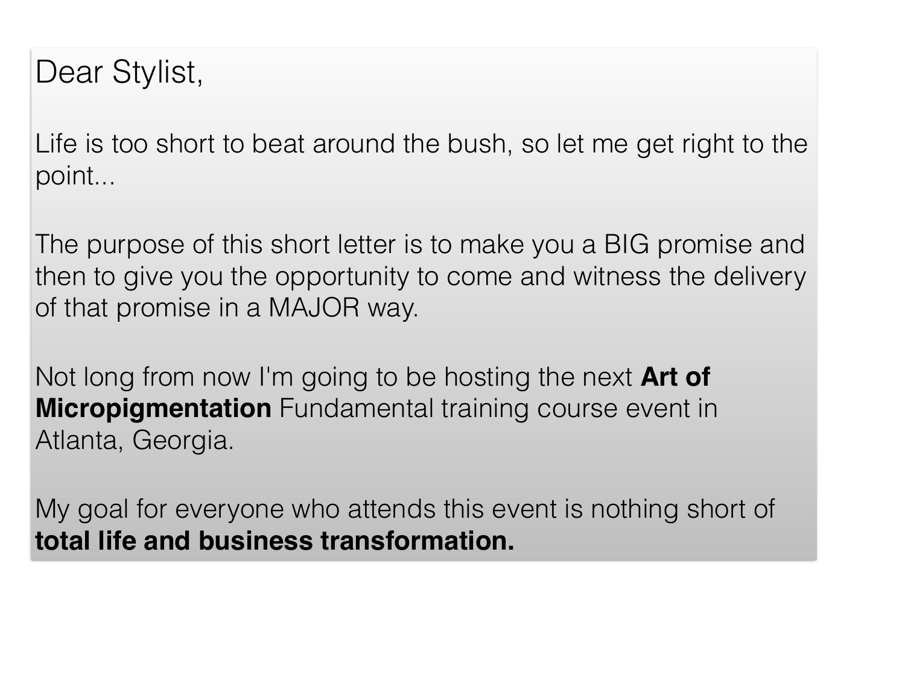Dear Stylist,

Life is too short to beat around the bush, so let me get right to the point...

The purpose of this short letter is to make you a BIG promise and then to give you the opportunity to come and witness the delivery of that promise in a MAJOR way.

Not long from now I'm going to be hosting the next **Art of Micropigmentation** Fundamental training course event in Atlanta, Georgia.

My goal for everyone who attends this event is nothing short of **total life and business transformation.**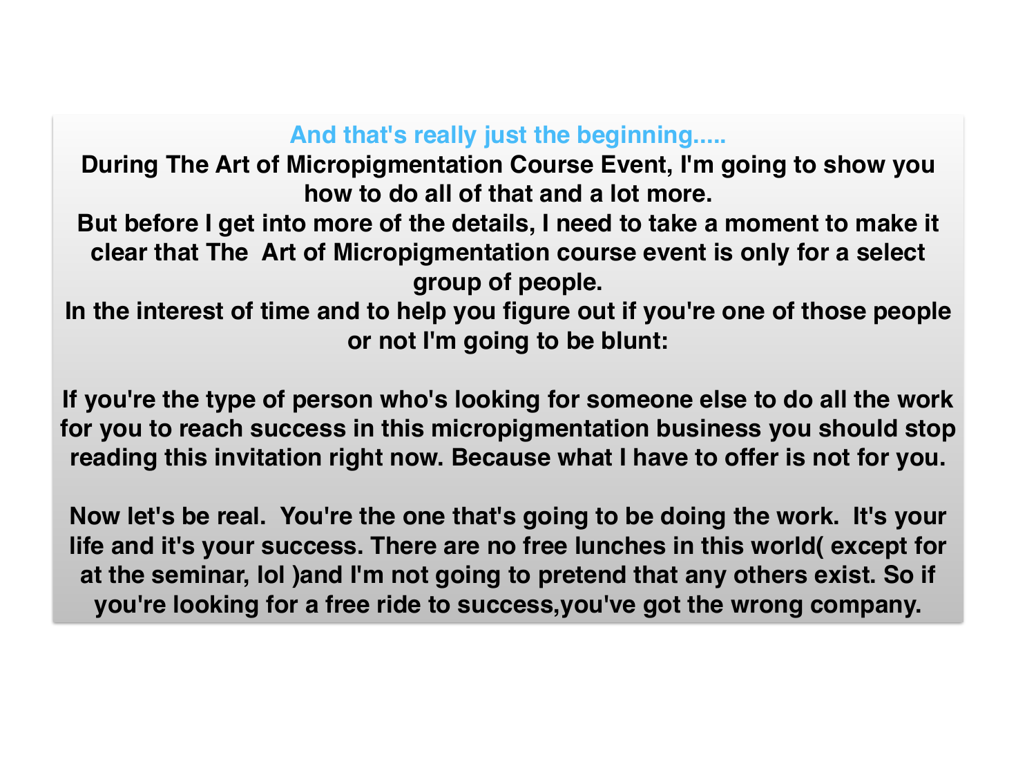**And that's really just the beginning.....**

**During The Art of Micropigmentation Course Event, I'm going to show you how to do all of that and a lot more.**

**But before I get into more of the details, I need to take a moment to make it clear that The  Art of Micropigmentation course event is only for a select group of people.**

**In the interest of time and to help you figure out if you're one of those people or not I'm going to be blunt:**

**If you're the type of person who's looking for someone else to do all the work for you to reach success in this micropigmentation business you should stop reading this invitation right now. Because what I have to offer is not for you.**

**Now let's be real.  You're the one that's going to be doing the work.  It's your life and it's your success. There are no free lunches in this world( except for at the seminar, lol )and I'm not going to pretend that any others exist. So if you're looking for a free ride to success,you've got the wrong company.**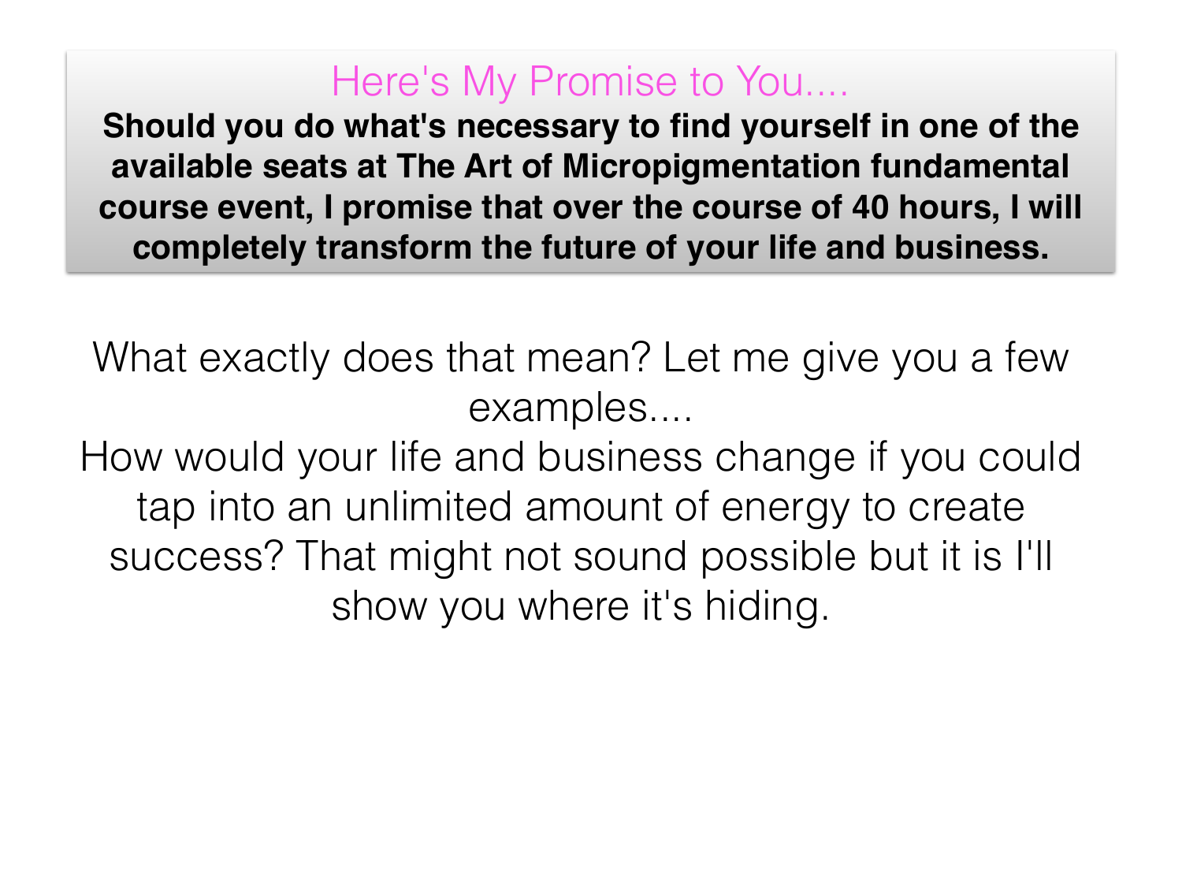## Here's My Promise to You....

**Should you do what's necessary to find yourself in one of the available seats at The Art of Micropigmentation fundamental course event, I promise that over the course of 40 hours, I will completely transform the future of your life and business.**

What exactly does that mean? Let me give you a few examples....

How would your life and business change if you could tap into an unlimited amount of energy to create success? That might not sound possible but it is I'll show you where it's hiding.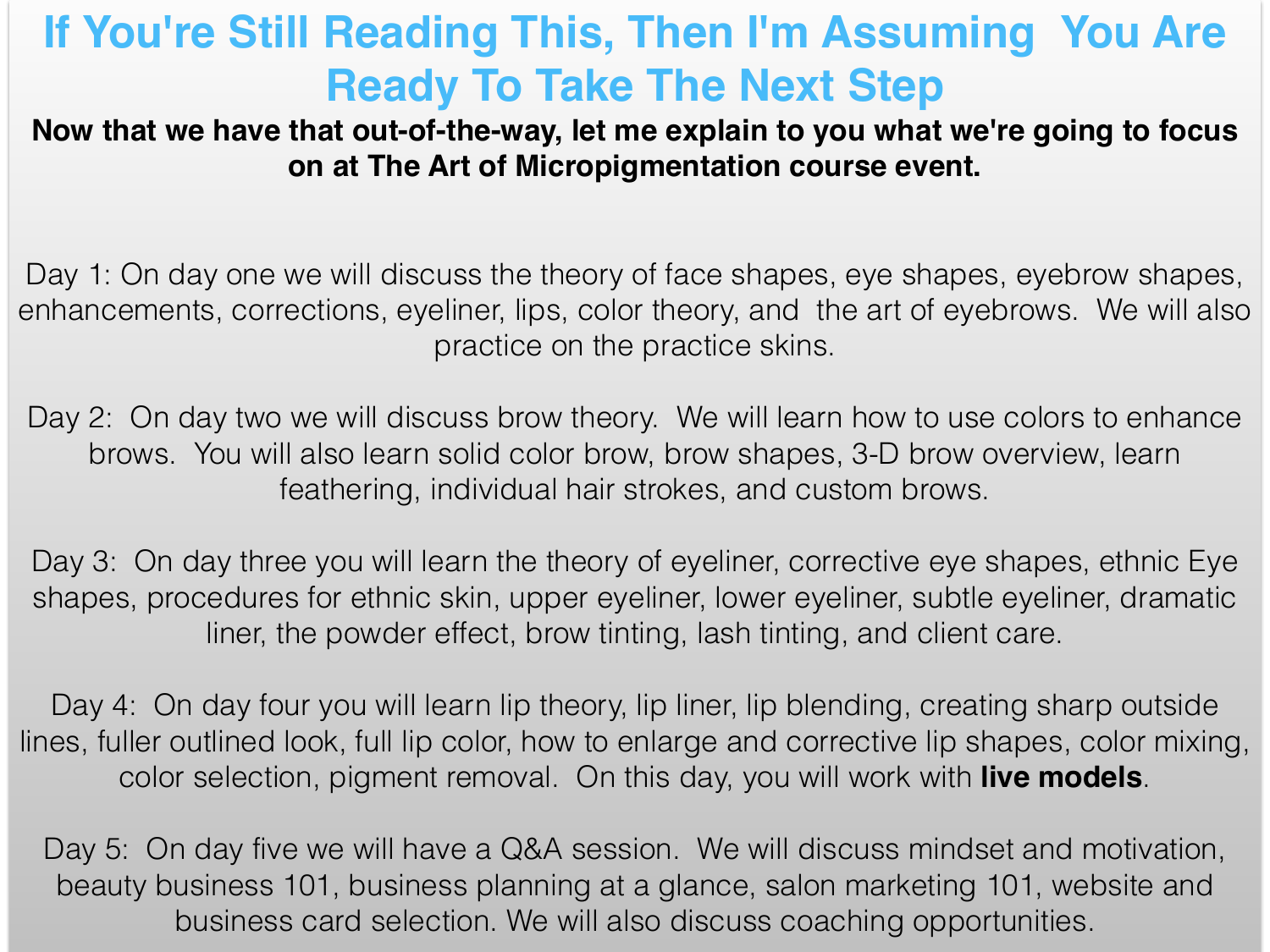# If You're Still Reading This, Then I'm Assuming You Are Ready To Take The Next Step

**Now that we have that out-of-the-way, let me explain to you what we're going to focus on at The Art of Micropigmentation course event.**

Day 1: On day one we will discuss the theory of face shapes, eye shapes, eyebrow shapes, enhancements, corrections, eyeliner, lips, color theory, and the art of eyebrows. We will also practice on the practice skins.

Day 2: On day two we will discuss brow theory. We will learn how to use colors to enhance brows. You will also learn solid color brow, brow shapes, 3-D brow overview, learn feathering, individual hair strokes, and custom brows.

Day 3: On day three you will learn the theory of eyeliner, corrective eye shapes, ethnic Eye shapes, procedures for ethnic skin, upper eyeliner, lower eyeliner, subtle eyeliner, dramatic liner, the powder effect, brow tinting, lash tinting, and client care.

Day 4: On day four you will learn lip theory, lip liner, lip blending, creating sharp outside lines, fuller outlined look, full lip color, how to enlarge and corrective lip shapes, color mixing, color selection, pigment removal. On this day, you will work with **live models**.

Day 5: On day five we will have a Q&A session. We will discuss mindset and motivation, beauty business 101, business planning at a glance, salon marketing 101, website and business card selection. We will also discuss coaching opportunities.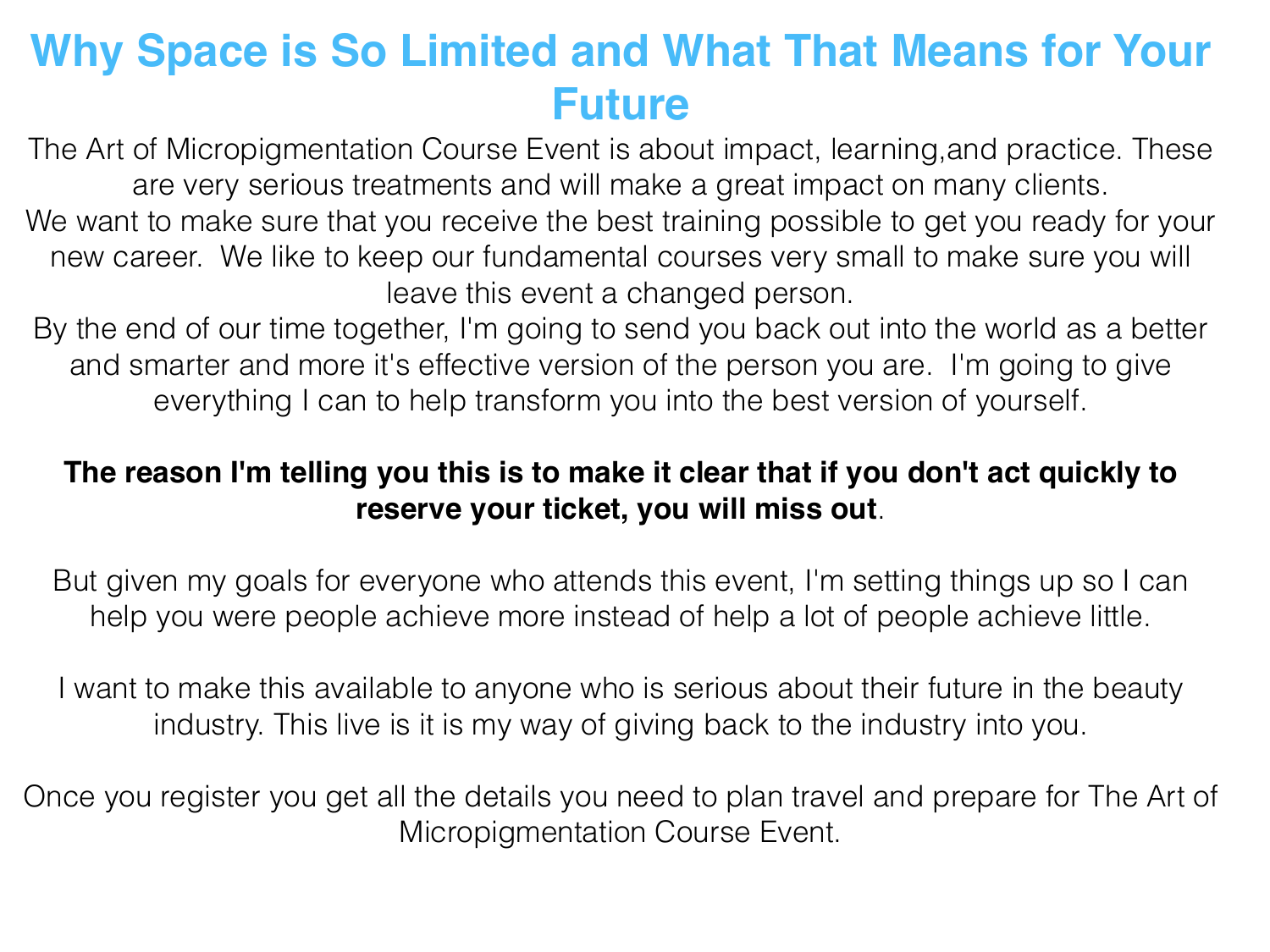# Why Space is So Limited and What That Means for Your Future

The Art of Micropigmentation Course Event is about impact, learning,and practice. These are very serious treatments and will make a great impact on many clients.

We want to make sure that you receive the best training possible to get you ready for your new career. We like to keep our fundamental courses very small to make sure you will leave this event a changed person.

By the end of our time together, I'm going to send you back out into the world as a better and smarter and more it's effective version of the person you are. I'm going to give everything I can to help transform you into the best version of yourself.

**The reason I'm telling you this is to make it clear that if you don't act quickly to reserve your ticket, you will miss out**.

But given my goals for everyone who attends this event, I'm setting things up so I can help you were people achieve more instead of help a lot of people achieve little.

I want to make this available to anyone who is serious about their future in the beauty industry. This live is it is my way of giving back to the industry into you.

Once you register you get all the details you need to plan travel and prepare for The Art of Micropigmentation Course Event.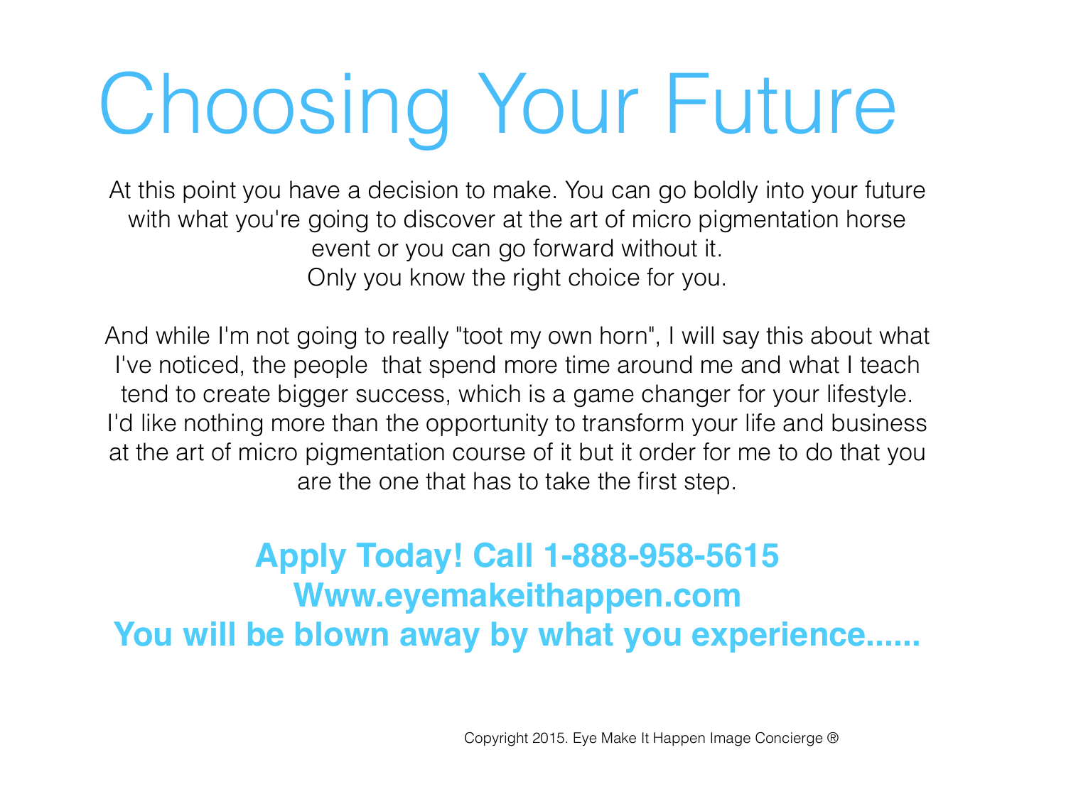# Choosing Your Future

At this point you have a decision to make. You can go boldly into your future with what you're going to discover at the art of micro pigmentation horse event or you can go forward without it.
Only you know the right choice for you.

And while I'm not going to really "toot my own horn", I will say this about what I've noticed, the people that spend more time around me and what I teach tend to create bigger success, which is a game changer for your lifestyle. I'd like nothing more than the opportunity to transform your life and business at the art of micro pigmentation course of it but it order for me to do that you are the one that has to take the first step.

**Apply Today! Call 1-888-958-5615**
**Www.eyemakeithappen.com**
**You will be blown away by what you experience......**

Copyright 2015. Eye Make It Happen Image Concierge ®